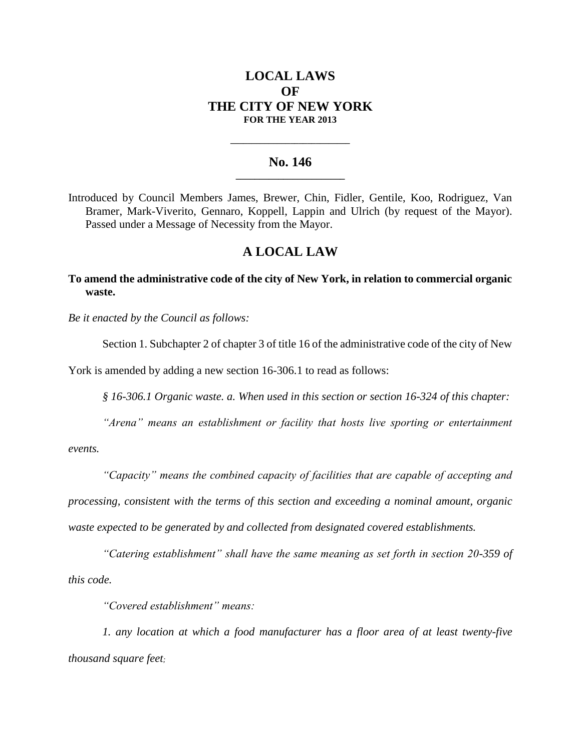# LOCAL LAWS OF THE CITY OF NEW YORK

**FOR THE YEAR 2013**

---

## No. 146

---

Introduced by Council Members James, Brewer, Chin, Fidler, Gentile, Koo, Rodriguez, Van Bramer, Mark-Viverito, Gennaro, Koppell, Lappin and Ulrich (by request of the Mayor). Passed under a Message of Necessity from the Mayor.

## A LOCAL LAW

**To amend the administrative code of the city of New York, in relation to commercial organic waste.**

*Be it enacted by the Council as follows:*

Section 1. Subchapter 2 of chapter 3 of title 16 of the administrative code of the city of New York is amended by adding a new section 16-306.1 to read as follows:

*§ 16-306.1 Organic waste. a. When used in this section or section 16-324 of this chapter:*

*"Arena" means an establishment or facility that hosts live sporting or entertainment events.*

*"Capacity" means the combined capacity of facilities that are capable of accepting and processing, consistent with the terms of this section and exceeding a nominal amount, organic waste expected to be generated by and collected from designated covered establishments.*

*"Catering establishment" shall have the same meaning as set forth in section 20-359 of this code.*

*"Covered establishment" means:*

*1. any location at which a food manufacturer has a floor area of at least twenty-five thousand square feet;*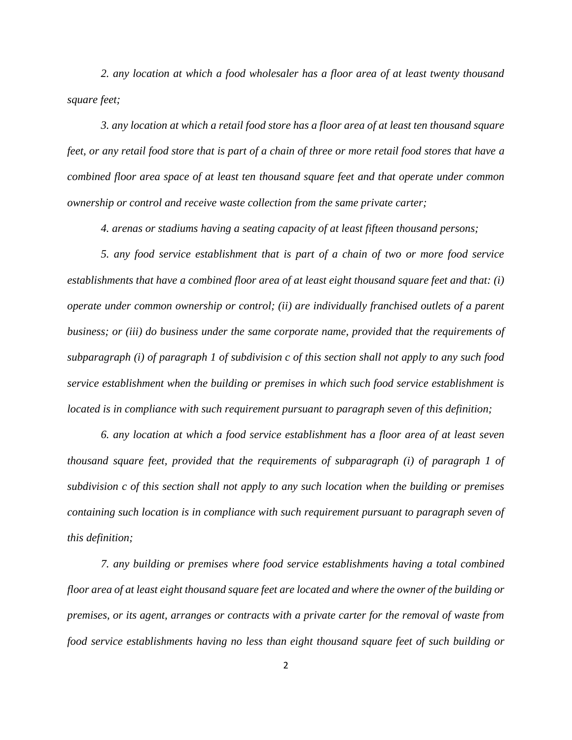*2. any location at which a food wholesaler has a floor area of at least twenty thousand square feet;*

*3. any location at which a retail food store has a floor area of at least ten thousand square feet, or any retail food store that is part of a chain of three or more retail food stores that have a combined floor area space of at least ten thousand square feet and that operate under common ownership or control and receive waste collection from the same private carter;*

*4. arenas or stadiums having a seating capacity of at least fifteen thousand persons;*

*5. any food service establishment that is part of a chain of two or more food service establishments that have a combined floor area of at least eight thousand square feet and that: (i) operate under common ownership or control; (ii) are individually franchised outlets of a parent business; or (iii) do business under the same corporate name, provided that the requirements of subparagraph (i) of paragraph 1 of subdivision c of this section shall not apply to any such food service establishment when the building or premises in which such food service establishment is located is in compliance with such requirement pursuant to paragraph seven of this definition;*

*6. any location at which a food service establishment has a floor area of at least seven thousand square feet, provided that the requirements of subparagraph (i) of paragraph 1 of subdivision c of this section shall not apply to any such location when the building or premises containing such location is in compliance with such requirement pursuant to paragraph seven of this definition;*

*7. any building or premises where food service establishments having a total combined floor area of at least eight thousand square feet are located and where the owner of the building or premises, or its agent, arranges or contracts with a private carter for the removal of waste from food service establishments having no less than eight thousand square feet of such building or*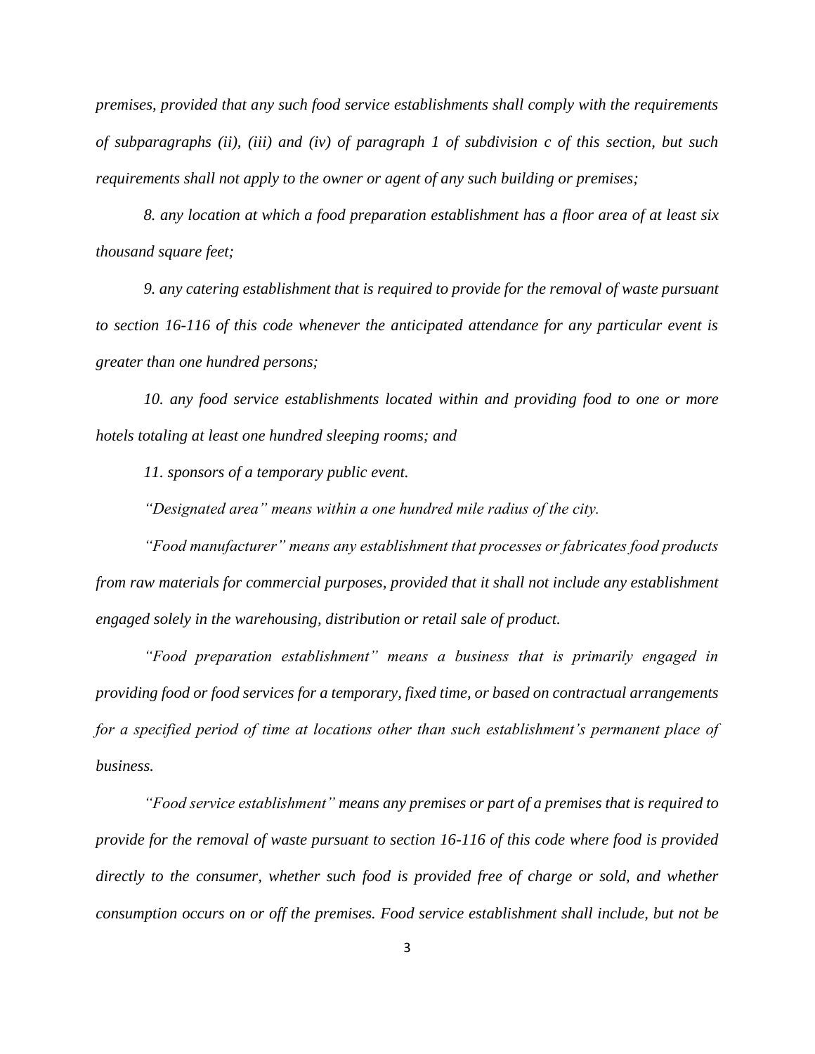*premises, provided that any such food service establishments shall comply with the requirements of subparagraphs (ii), (iii) and (iv) of paragraph 1 of subdivision c of this section, but such requirements shall not apply to the owner or agent of any such building or premises;*

*8. any location at which a food preparation establishment has a floor area of at least six thousand square feet;*

*9. any catering establishment that is required to provide for the removal of waste pursuant to section 16-116 of this code whenever the anticipated attendance for any particular event is greater than one hundred persons;*

*10. any food service establishments located within and providing food to one or more hotels totaling at least one hundred sleeping rooms; and*

*11. sponsors of a temporary public event.*

*"Designated area" means within a one hundred mile radius of the city.*

*"Food manufacturer" means any establishment that processes or fabricates food products from raw materials for commercial purposes, provided that it shall not include any establishment engaged solely in the warehousing, distribution or retail sale of product.*

*"Food preparation establishment" means a business that is primarily engaged in providing food or food services for a temporary, fixed time, or based on contractual arrangements for a specified period of time at locations other than such establishment's permanent place of business.*

*"Food service establishment" means any premises or part of a premises that is required to provide for the removal of waste pursuant to section 16-116 of this code where food is provided directly to the consumer, whether such food is provided free of charge or sold, and whether consumption occurs on or off the premises. Food service establishment shall include, but not be*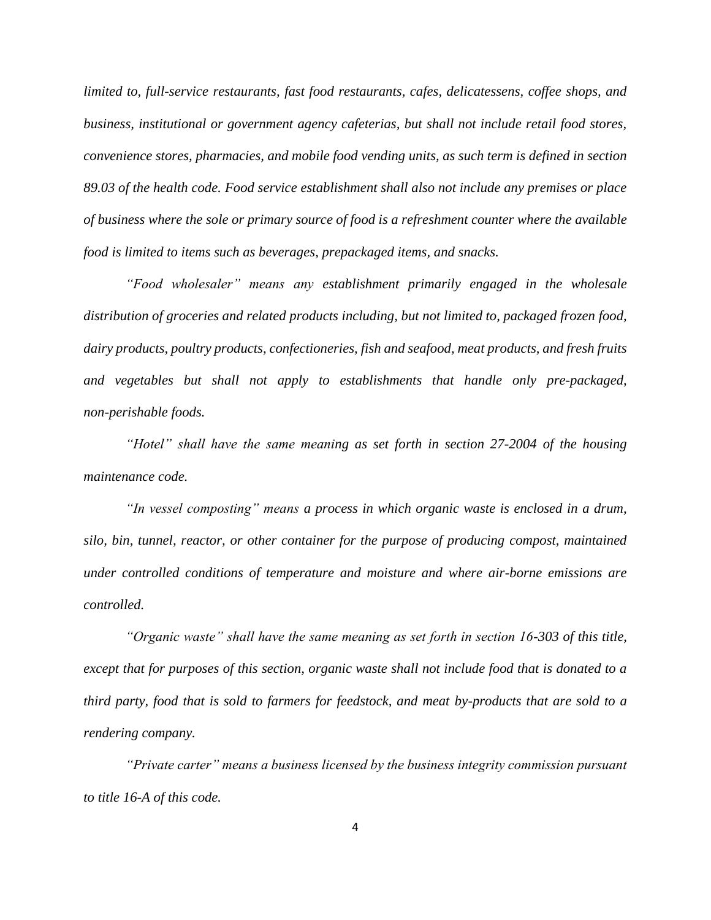*limited to, full-service restaurants, fast food restaurants, cafes, delicatessens, coffee shops, and business, institutional or government agency cafeterias, but shall not include retail food stores, convenience stores, pharmacies, and mobile food vending units, as such term is defined in section 89.03 of the health code. Food service establishment shall also not include any premises or place of business where the sole or primary source of food is a refreshment counter where the available food is limited to items such as beverages, prepackaged items, and snacks.*

*"Food wholesaler" means any establishment primarily engaged in the wholesale distribution of groceries and related products including, but not limited to, packaged frozen food, dairy products, poultry products, confectioneries, fish and seafood, meat products, and fresh fruits and vegetables but shall not apply to establishments that handle only pre-packaged, non-perishable foods.*

*"Hotel" shall have the same meaning as set forth in section 27-2004 of the housing maintenance code.*

*"In vessel composting" means a process in which organic waste is enclosed in a drum, silo, bin, tunnel, reactor, or other container for the purpose of producing compost, maintained under controlled conditions of temperature and moisture and where air-borne emissions are controlled.*

*"Organic waste" shall have the same meaning as set forth in section 16-303 of this title, except that for purposes of this section, organic waste shall not include food that is donated to a third party, food that is sold to farmers for feedstock, and meat by-products that are sold to a rendering company.*

*"Private carter" means a business licensed by the business integrity commission pursuant to title 16-A of this code.*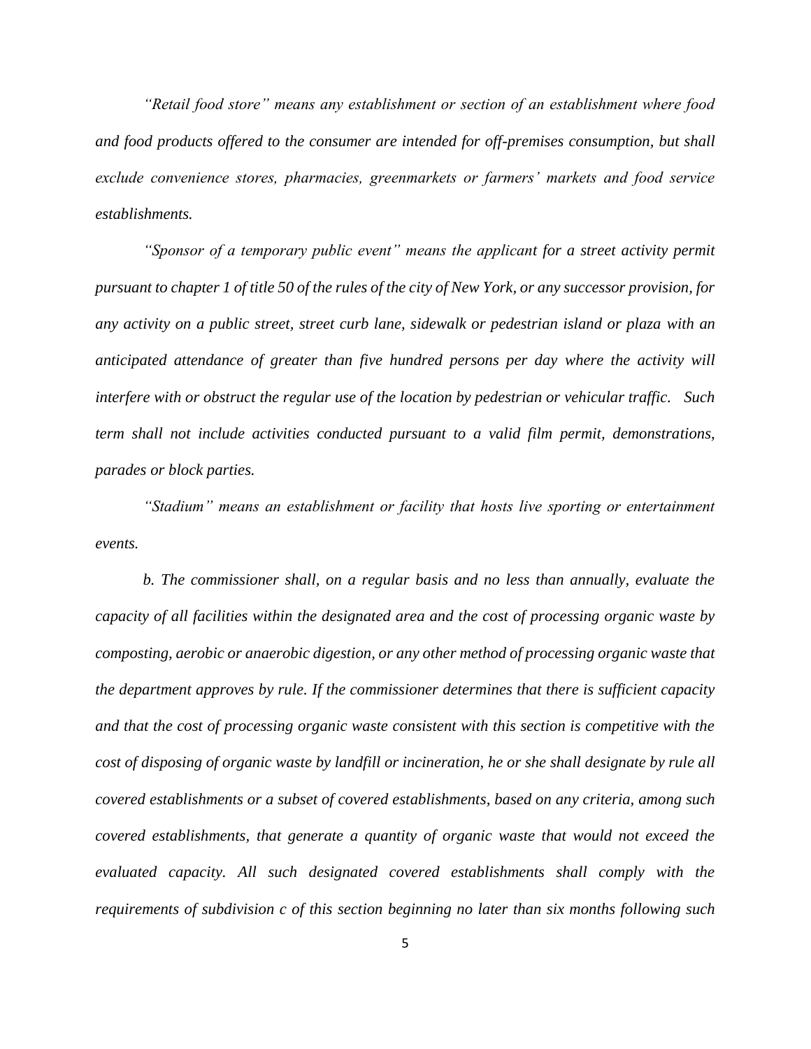*"Retail food store" means any establishment or section of an establishment where food and food products offered to the consumer are intended for off-premises consumption, but shall exclude convenience stores, pharmacies, greenmarkets or farmers' markets and food service establishments.*

*"Sponsor of a temporary public event" means the applicant for a street activity permit pursuant to chapter 1 of title 50 of the rules of the city of New York, or any successor provision, for any activity on a public street, street curb lane, sidewalk or pedestrian island or plaza with an anticipated attendance of greater than five hundred persons per day where the activity will interfere with or obstruct the regular use of the location by pedestrian or vehicular traffic. Such term shall not include activities conducted pursuant to a valid film permit, demonstrations, parades or block parties.*

*"Stadium" means an establishment or facility that hosts live sporting or entertainment events.*

*b. The commissioner shall, on a regular basis and no less than annually, evaluate the capacity of all facilities within the designated area and the cost of processing organic waste by composting, aerobic or anaerobic digestion, or any other method of processing organic waste that the department approves by rule. If the commissioner determines that there is sufficient capacity and that the cost of processing organic waste consistent with this section is competitive with the cost of disposing of organic waste by landfill or incineration, he or she shall designate by rule all covered establishments or a subset of covered establishments, based on any criteria, among such covered establishments, that generate a quantity of organic waste that would not exceed the evaluated capacity. All such designated covered establishments shall comply with the requirements of subdivision c of this section beginning no later than six months following such*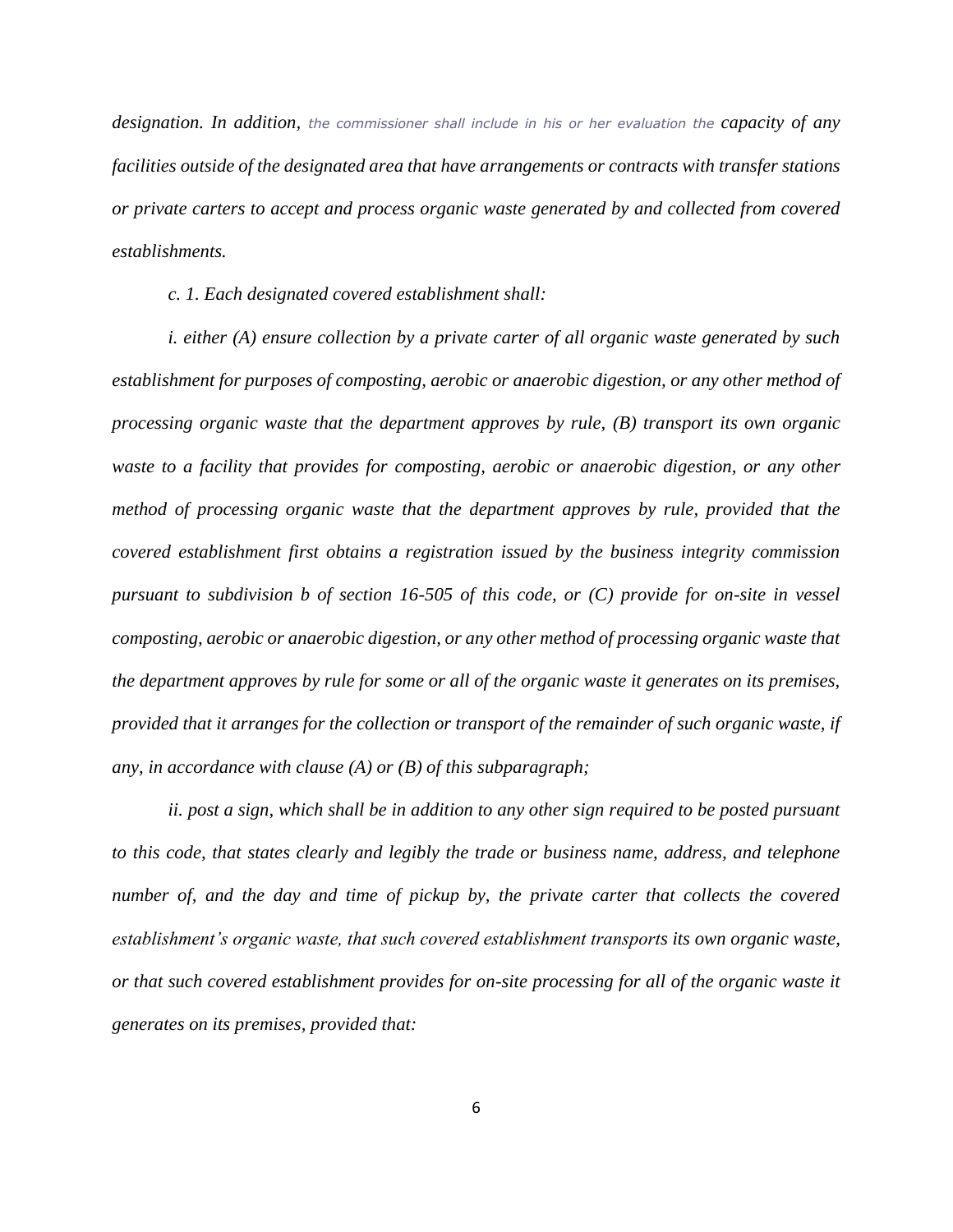*designation. In addition, the commissioner shall include in his or her evaluation the capacity of any facilities outside of the designated area that have arrangements or contracts with transfer stations or private carters to accept and process organic waste generated by and collected from covered establishments.*

*c. 1. Each designated covered establishment shall:*

*i. either (A) ensure collection by a private carter of all organic waste generated by such establishment for purposes of composting, aerobic or anaerobic digestion, or any other method of processing organic waste that the department approves by rule, (B) transport its own organic waste to a facility that provides for composting, aerobic or anaerobic digestion, or any other method of processing organic waste that the department approves by rule, provided that the covered establishment first obtains a registration issued by the business integrity commission pursuant to subdivision b of section 16-505 of this code, or (C) provide for on-site in vessel composting, aerobic or anaerobic digestion, or any other method of processing organic waste that the department approves by rule for some or all of the organic waste it generates on its premises, provided that it arranges for the collection or transport of the remainder of such organic waste, if any, in accordance with clause (A) or (B) of this subparagraph;*

*ii. post a sign, which shall be in addition to any other sign required to be posted pursuant to this code, that states clearly and legibly the trade or business name, address, and telephone number of, and the day and time of pickup by, the private carter that collects the covered establishment's organic waste, that such covered establishment transports its own organic waste, or that such covered establishment provides for on-site processing for all of the organic waste it generates on its premises, provided that:*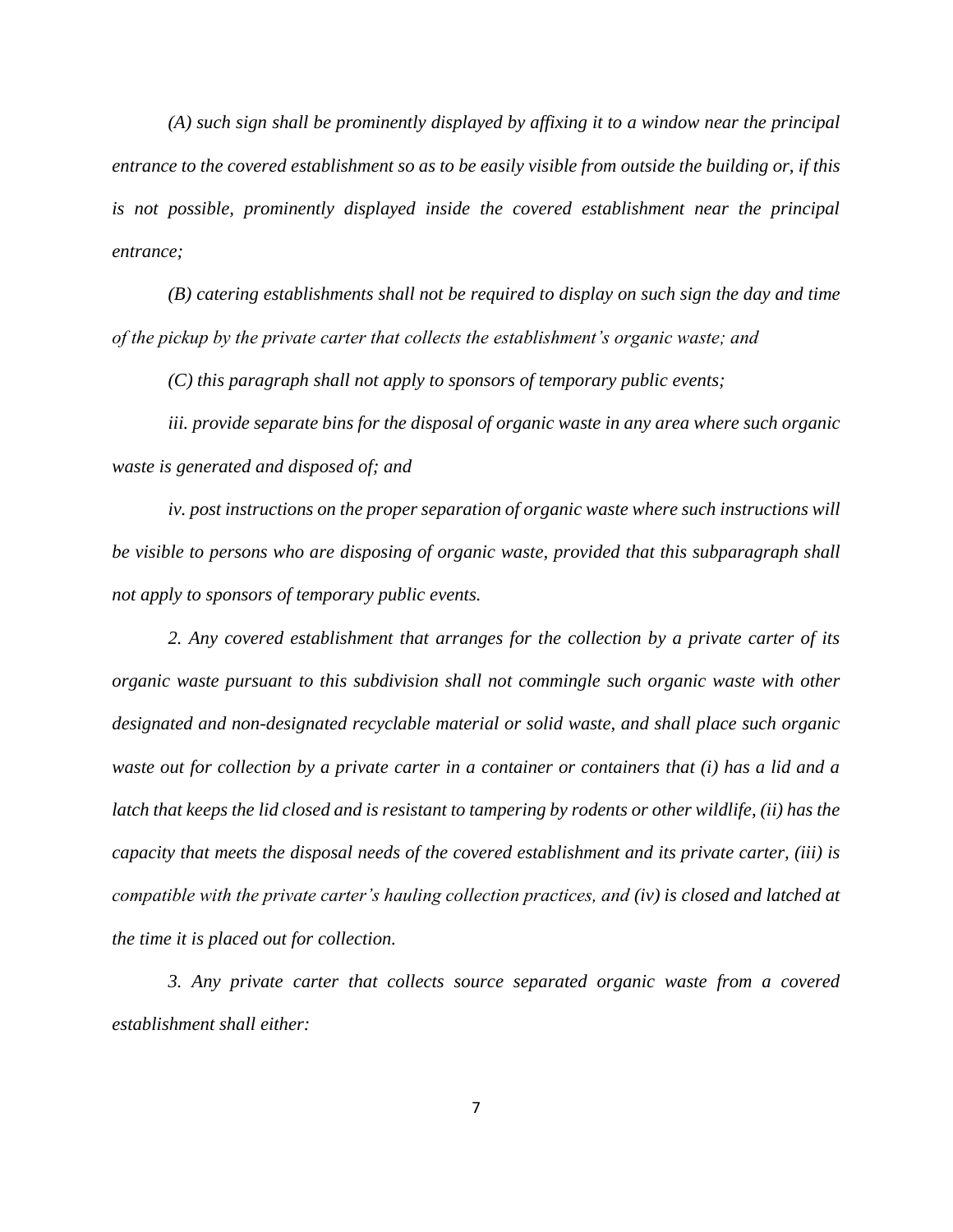*(A) such sign shall be prominently displayed by affixing it to a window near the principal entrance to the covered establishment so as to be easily visible from outside the building or, if this is not possible, prominently displayed inside the covered establishment near the principal entrance;*

*(B) catering establishments shall not be required to display on such sign the day and time of the pickup by the private carter that collects the establishment's organic waste; and*

*(C) this paragraph shall not apply to sponsors of temporary public events;*

*iii. provide separate bins for the disposal of organic waste in any area where such organic waste is generated and disposed of; and*

*iv. post instructions on the proper separation of organic waste where such instructions will be visible to persons who are disposing of organic waste, provided that this subparagraph shall not apply to sponsors of temporary public events.*

*2. Any covered establishment that arranges for the collection by a private carter of its organic waste pursuant to this subdivision shall not commingle such organic waste with other designated and non-designated recyclable material or solid waste, and shall place such organic waste out for collection by a private carter in a container or containers that (i) has a lid and a latch that keeps the lid closed and is resistant to tampering by rodents or other wildlife, (ii) has the capacity that meets the disposal needs of the covered establishment and its private carter, (iii) is compatible with the private carter's hauling collection practices, and (iv) is closed and latched at the time it is placed out for collection.*

*3. Any private carter that collects source separated organic waste from a covered establishment shall either:*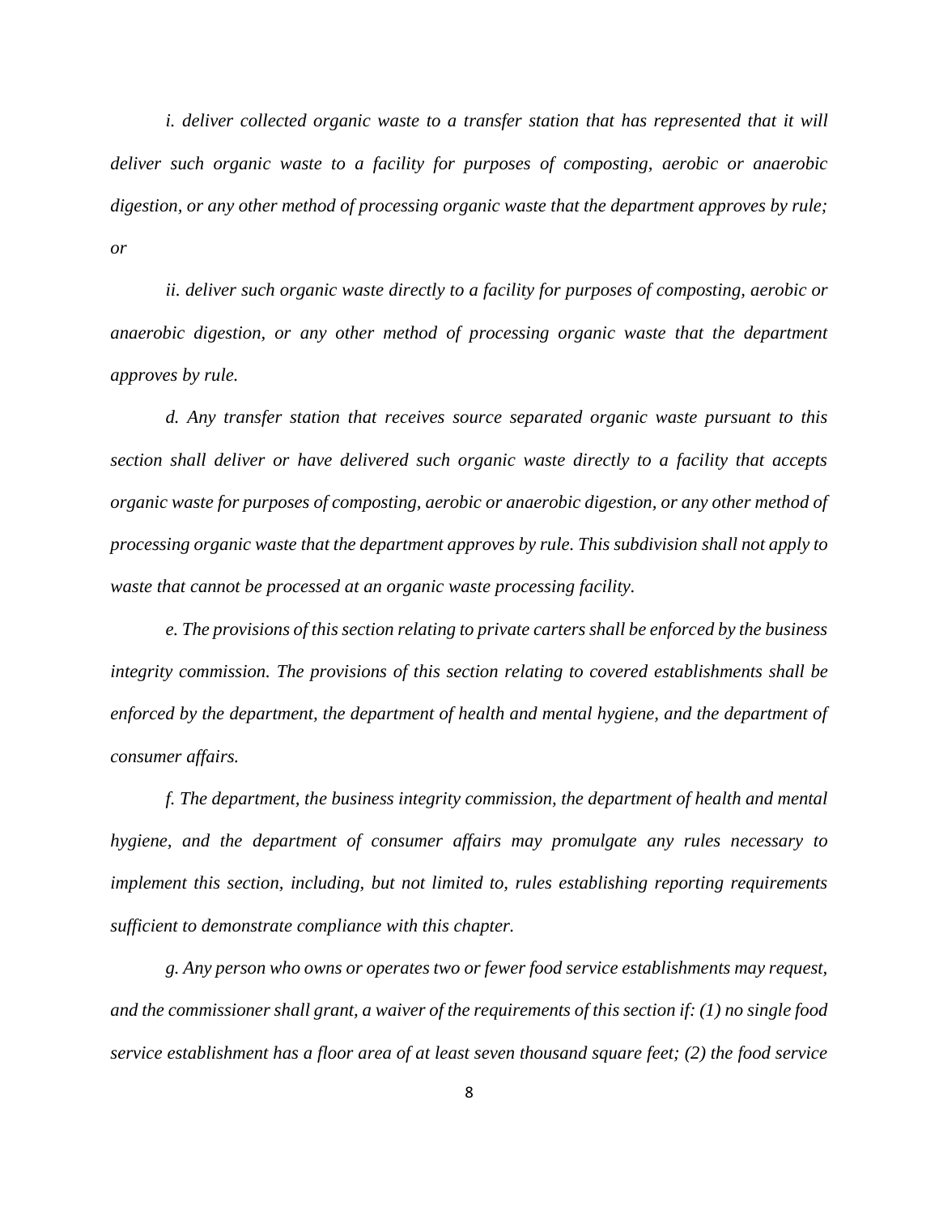*i. deliver collected organic waste to a transfer station that has represented that it will deliver such organic waste to a facility for purposes of composting, aerobic or anaerobic digestion, or any other method of processing organic waste that the department approves by rule; or*

*ii. deliver such organic waste directly to a facility for purposes of composting, aerobic or anaerobic digestion, or any other method of processing organic waste that the department approves by rule.*

*d. Any transfer station that receives source separated organic waste pursuant to this section shall deliver or have delivered such organic waste directly to a facility that accepts organic waste for purposes of composting, aerobic or anaerobic digestion, or any other method of processing organic waste that the department approves by rule. This subdivision shall not apply to waste that cannot be processed at an organic waste processing facility.*

*e. The provisions of this section relating to private carters shall be enforced by the business integrity commission. The provisions of this section relating to covered establishments shall be enforced by the department, the department of health and mental hygiene, and the department of consumer affairs.*

*f. The department, the business integrity commission, the department of health and mental hygiene, and the department of consumer affairs may promulgate any rules necessary to implement this section, including, but not limited to, rules establishing reporting requirements sufficient to demonstrate compliance with this chapter.*

*g. Any person who owns or operates two or fewer food service establishments may request, and the commissioner shall grant, a waiver of the requirements of this section if: (1) no single food service establishment has a floor area of at least seven thousand square feet; (2) the food service*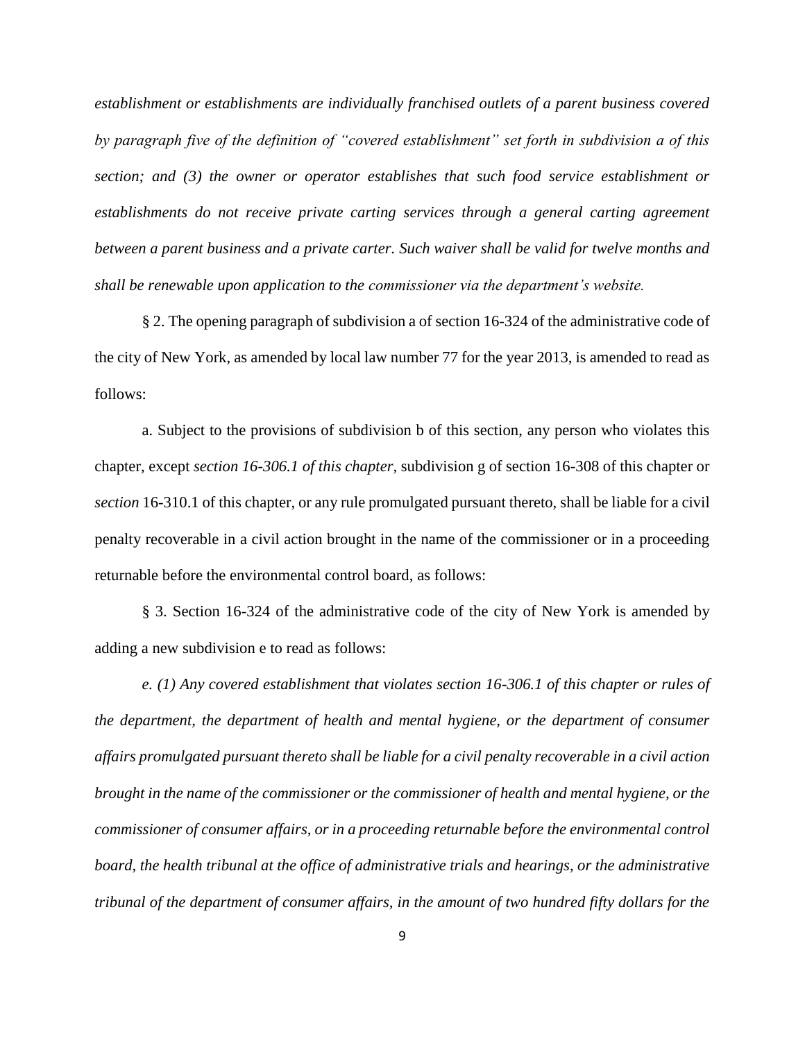*establishment or establishments are individually franchised outlets of a parent business covered by paragraph five of the definition of "covered establishment" set forth in subdivision a of this section; and (3) the owner or operator establishes that such food service establishment or establishments do not receive private carting services through a general carting agreement between a parent business and a private carter. Such waiver shall be valid for twelve months and shall be renewable upon application to the commissioner via the department's website.*

§ 2. The opening paragraph of subdivision a of section 16-324 of the administrative code of the city of New York, as amended by local law number 77 for the year 2013, is amended to read as follows:

a. Subject to the provisions of subdivision b of this section, any person who violates this chapter, except *section 16-306.1 of this chapter,* subdivision g of section 16-308 of this chapter or *section* 16-310.1 of this chapter, or any rule promulgated pursuant thereto, shall be liable for a civil penalty recoverable in a civil action brought in the name of the commissioner or in a proceeding returnable before the environmental control board, as follows:

§ 3. Section 16-324 of the administrative code of the city of New York is amended by adding a new subdivision e to read as follows:

*e. (1) Any covered establishment that violates section 16-306.1 of this chapter or rules of the department, the department of health and mental hygiene, or the department of consumer affairs promulgated pursuant thereto shall be liable for a civil penalty recoverable in a civil action brought in the name of the commissioner or the commissioner of health and mental hygiene, or the commissioner of consumer affairs, or in a proceeding returnable before the environmental control board, the health tribunal at the office of administrative trials and hearings, or the administrative tribunal of the department of consumer affairs, in the amount of two hundred fifty dollars for the*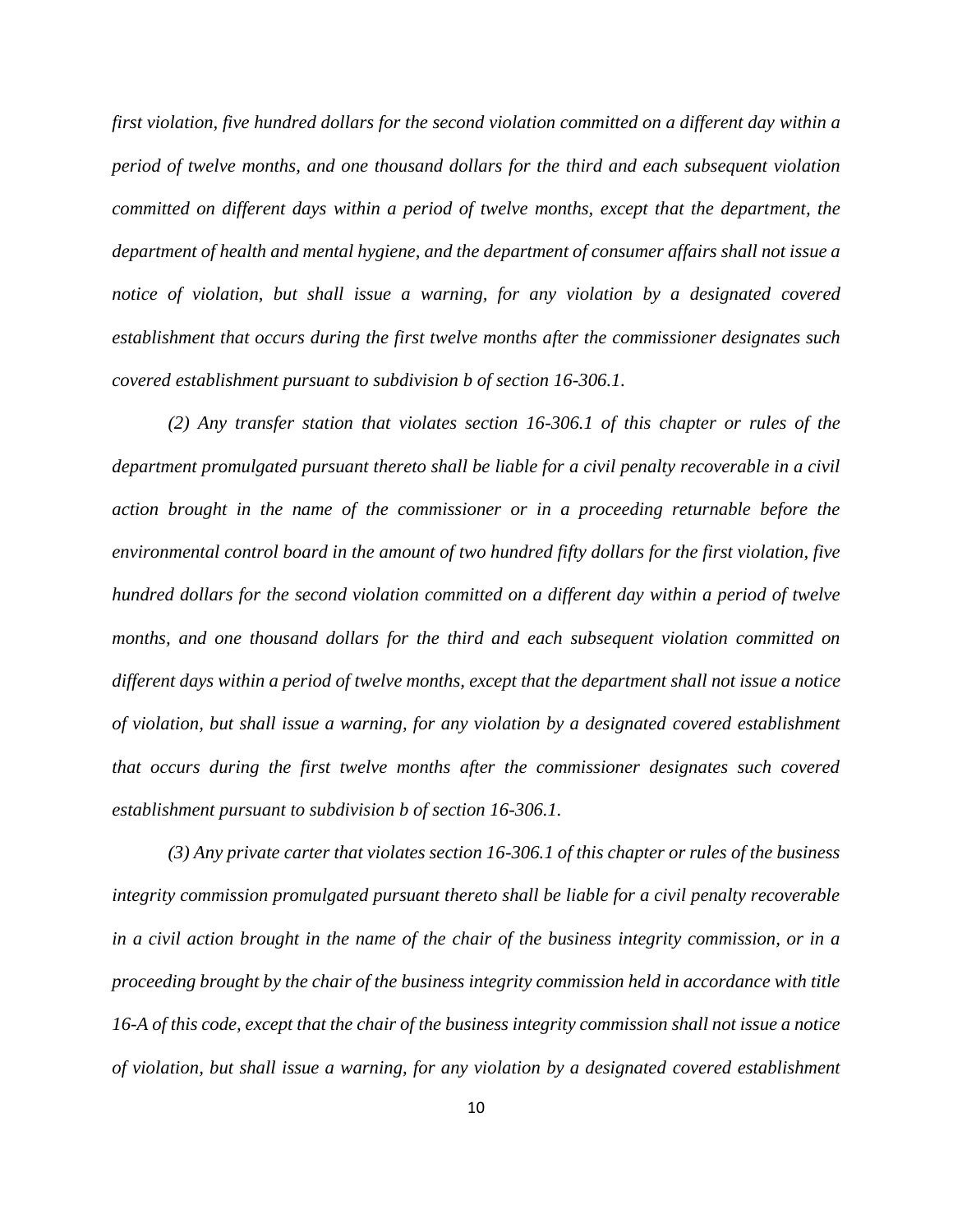*first violation, five hundred dollars for the second violation committed on a different day within a period of twelve months, and one thousand dollars for the third and each subsequent violation committed on different days within a period of twelve months, except that the department, the department of health and mental hygiene, and the department of consumer affairs shall not issue a notice of violation, but shall issue a warning, for any violation by a designated covered establishment that occurs during the first twelve months after the commissioner designates such covered establishment pursuant to subdivision b of section 16-306.1.*

*(2) Any transfer station that violates section 16-306.1 of this chapter or rules of the department promulgated pursuant thereto shall be liable for a civil penalty recoverable in a civil action brought in the name of the commissioner or in a proceeding returnable before the environmental control board in the amount of two hundred fifty dollars for the first violation, five hundred dollars for the second violation committed on a different day within a period of twelve months, and one thousand dollars for the third and each subsequent violation committed on different days within a period of twelve months, except that the department shall not issue a notice of violation, but shall issue a warning, for any violation by a designated covered establishment that occurs during the first twelve months after the commissioner designates such covered establishment pursuant to subdivision b of section 16-306.1.*

*(3) Any private carter that violates section 16-306.1 of this chapter or rules of the business integrity commission promulgated pursuant thereto shall be liable for a civil penalty recoverable in a civil action brought in the name of the chair of the business integrity commission, or in a proceeding brought by the chair of the business integrity commission held in accordance with title 16-A of this code, except that the chair of the business integrity commission shall not issue a notice of violation, but shall issue a warning, for any violation by a designated covered establishment*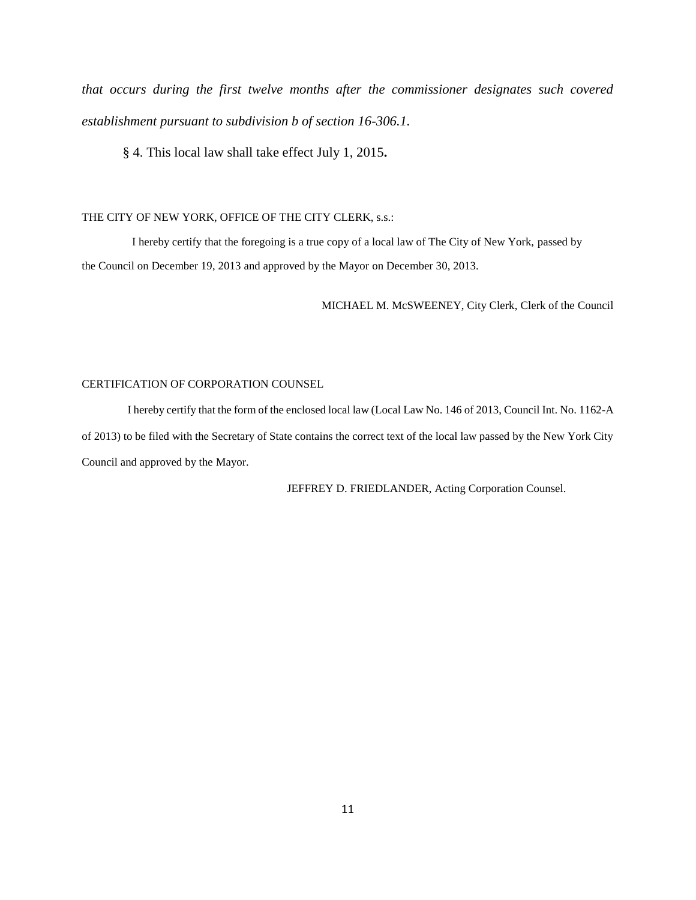*that occurs during the first twelve months after the commissioner designates such covered establishment pursuant to subdivision b of section 16-306.1.*

§ 4. This local law shall take effect July 1, 2015**.**

THE CITY OF NEW YORK, OFFICE OF THE CITY CLERK, s.s.:

I hereby certify that the foregoing is a true copy of a local law of The City of New York, passed by the Council on December 19, 2013 and approved by the Mayor on December 30, 2013.

MICHAEL M. McSWEENEY, City Clerk, Clerk of the Council

CERTIFICATION OF CORPORATION COUNSEL

I hereby certify that the form of the enclosed local law (Local Law No. 146 of 2013, Council Int. No. 1162-A of 2013) to be filed with the Secretary of State contains the correct text of the local law passed by the New York City Council and approved by the Mayor.

JEFFREY D. FRIEDLANDER, Acting Corporation Counsel.